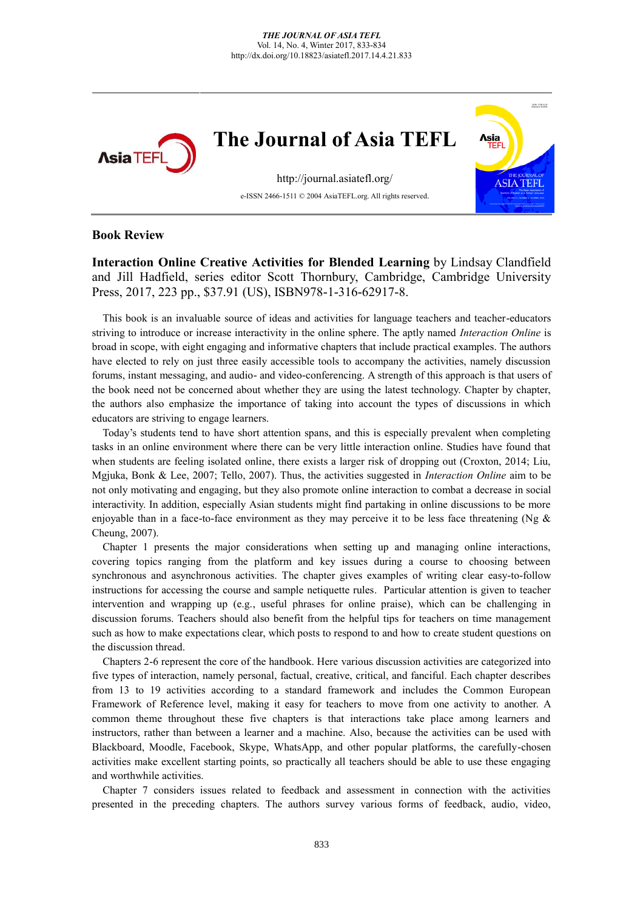## Book Review

**Interaction Online Creative Activities for Blended Learning** by Lindsay Clandfield and Jill Hadfield, series editor Scott Thornbury, Cambridge, Cambridge University Press, 2017, 223 pp., $37.91 (US), ISBN978-1-316-62917-8.

This book is an invaluable source of ideas and activities for language teachers and teacher-educators striving to introduce or increase interactivity in the online sphere. The aptly named *Interaction Online* is broad in scope, with eight engaging and informative chapters that include practical examples. The authors have elected to rely on just three easily accessible tools to accompany the activities, namely discussion forums, instant messaging, and audio- and video-conferencing. A strength of this approach is that users of the book need not be concerned about whether they are using the latest technology. Chapter by chapter, the authors also emphasize the importance of taking into account the types of discussions in which educators are striving to engage learners.

Today's students tend to have short attention spans, and this is especially prevalent when completing tasks in an online environment where there can be very little interaction online. Studies have found that when students are feeling isolated online, there exists a larger risk of dropping out (Croxton, 2014; Liu, Mgjuka, Bonk & Lee, 2007; Tello, 2007). Thus, the activities suggested in *Interaction Online* aim to be not only motivating and engaging, but they also promote online interaction to combat a decrease in social interactivity. In addition, especially Asian students might find partaking in online discussions to be more enjoyable than in a face-to-face environment as they may perceive it to be less face threatening (Ng & Cheung, 2007).

Chapter 1 presents the major considerations when setting up and managing online interactions, covering topics ranging from the platform and key issues during a course to choosing between synchronous and asynchronous activities. The chapter gives examples of writing clear easy-to-follow instructions for accessing the course and sample netiquette rules. Particular attention is given to teacher intervention and wrapping up (e.g., useful phrases for online praise), which can be challenging in discussion forums. Teachers should also benefit from the helpful tips for teachers on time management such as how to make expectations clear, which posts to respond to and how to create student questions on the discussion thread.

Chapters 2-6 represent the core of the handbook. Here various discussion activities are categorized into five types of interaction, namely personal, factual, creative, critical, and fanciful. Each chapter describes from 13 to 19 activities according to a standard framework and includes the Common European Framework of Reference level, making it easy for teachers to move from one activity to another. A common theme throughout these five chapters is that interactions take place among learners and instructors, rather than between a learner and a machine. Also, because the activities can be used with Blackboard, Moodle, Facebook, Skype, WhatsApp, and other popular platforms, the carefully-chosen activities make excellent starting points, so practically all teachers should be able to use these engaging and worthwhile activities.

Chapter 7 considers issues related to feedback and assessment in connection with the activities presented in the preceding chapters. The authors survey various forms of feedback, audio, video,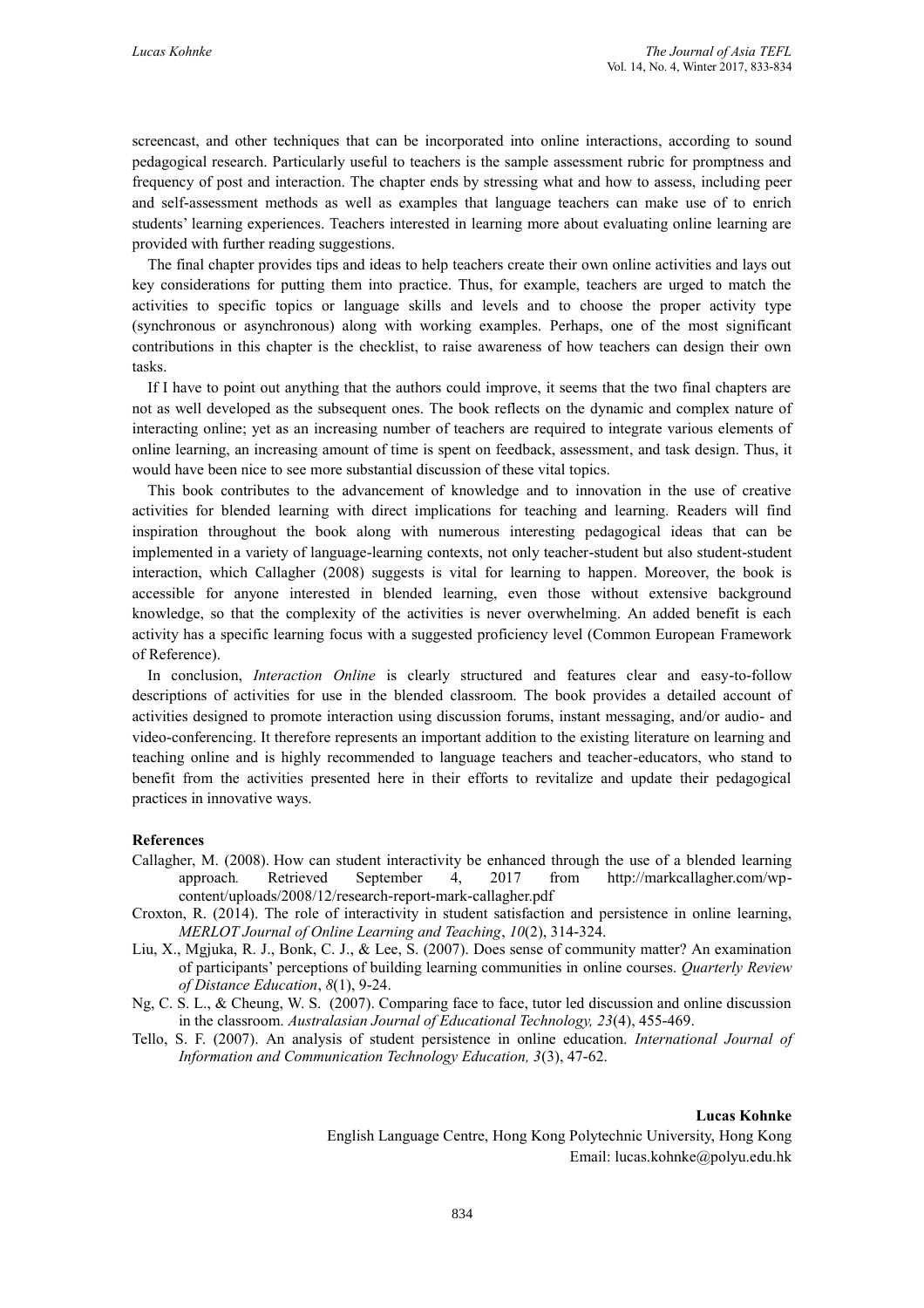screencast, and other techniques that can be incorporated into online interactions, according to sound pedagogical research. Particularly useful to teachers is the sample assessment rubric for promptness and frequency of post and interaction. The chapter ends by stressing what and how to assess, including peer and self-assessment methods as well as examples that language teachers can make use of to enrich students' learning experiences. Teachers interested in learning more about evaluating online learning are provided with further reading suggestions.

The final chapter provides tips and ideas to help teachers create their own online activities and lays out key considerations for putting them into practice. Thus, for example, teachers are urged to match the activities to specific topics or language skills and levels and to choose the proper activity type (synchronous or asynchronous) along with working examples. Perhaps, one of the most significant contributions in this chapter is the checklist, to raise awareness of how teachers can design their own tasks.

If I have to point out anything that the authors could improve, it seems that the two final chapters are not as well developed as the subsequent ones. The book reflects on the dynamic and complex nature of interacting online; yet as an increasing number of teachers are required to integrate various elements of online learning, an increasing amount of time is spent on feedback, assessment, and task design. Thus, it would have been nice to see more substantial discussion of these vital topics.

This book contributes to the advancement of knowledge and to innovation in the use of creative activities for blended learning with direct implications for teaching and learning. Readers will find inspiration throughout the book along with numerous interesting pedagogical ideas that can be implemented in a variety of language-learning contexts, not only teacher-student but also student-student interaction, which Callagher (2008) suggests is vital for learning to happen. Moreover, the book is accessible for anyone interested in blended learning, even those without extensive background knowledge, so that the complexity of the activities is never overwhelming. An added benefit is each activity has a specific learning focus with a suggested proficiency level (Common European Framework of Reference).

In conclusion, *Interaction Online* is clearly structured and features clear and easy-to-follow descriptions of activities for use in the blended classroom. The book provides a detailed account of activities designed to promote interaction using discussion forums, instant messaging, and/or audio- and video-conferencing. It therefore represents an important addition to the existing literature on learning and teaching online and is highly recommended to language teachers and teacher-educators, who stand to benefit from the activities presented here in their efforts to revitalize and update their pedagogical practices in innovative ways.

**References**

Callagher, M. (2008). How can student interactivity be enhanced through the use of a blended learning approach*.* Retrieved September 4, 2017 from http://markcallagher.com/wp-content/uploads/2008/12/research-report-mark-callagher.pdf

Croxton, R. (2014). The role of interactivity in student satisfaction and persistence in online learning, *MERLOT Journal of Online Learning and Teaching*, *10*(2), 314-324.

Liu, X., Mgjuka, R. J., Bonk, C. J., & Lee, S. (2007). Does sense of community matter? An examination of participants' perceptions of building learning communities in online courses. *Quarterly Review of Distance Education*, *8*(1), 9-24.

Ng, C. S. L., & Cheung, W. S. (2007). Comparing face to face, tutor led discussion and online discussion in the classroom. *Australasian Journal of Educational Technology, 23*(4), 455-469.

Tello, S. F. (2007). An analysis of student persistence in online education. *International Journal of Information and Communication Technology Education, 3*(3), 47-62.

**Lucas Kohnke**
English Language Centre, Hong Kong Polytechnic University, Hong Kong
Email: lucas.kohnke@polyu.edu.hk